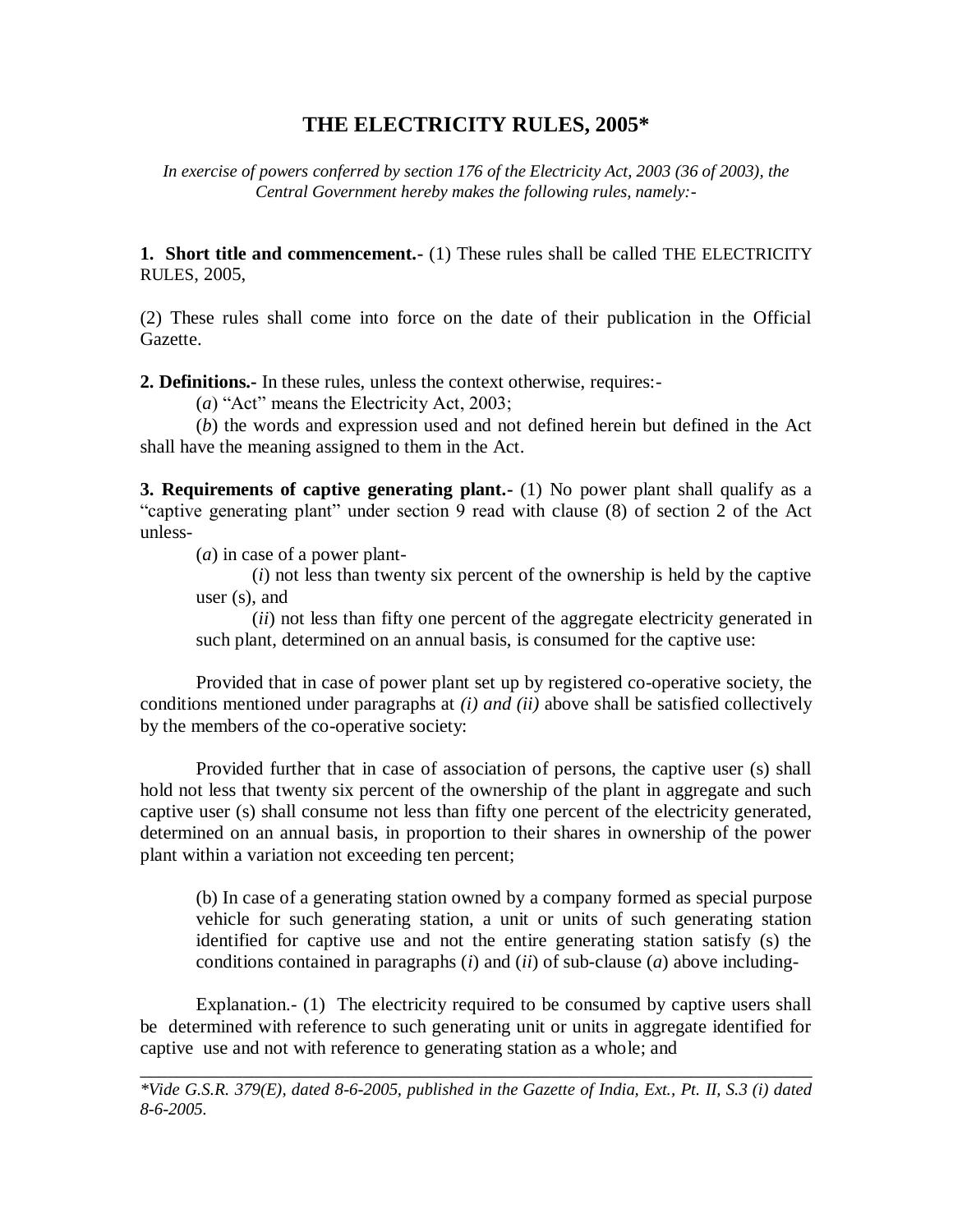# THE ELECTRICITY RULES, 2005*

*In exercise of powers conferred by section 176 of the Electricity Act, 2003 (36 of 2003), the Central Government hereby makes the following rules, namely:-*

**1. Short title and commencement.-** (1) These rules shall be called THE ELECTRICITY RULES, 2005,

(2) These rules shall come into force on the date of their publication in the Official Gazette.

**2. Definitions.-** In these rules, unless the context otherwise, requires:-

(*a*) "Act" means the Electricity Act, 2003;

(*b*) the words and expression used and not defined herein but defined in the Act shall have the meaning assigned to them in the Act.

**3. Requirements of captive generating plant.-** (1) No power plant shall qualify as a "captive generating plant" under section 9 read with clause (8) of section 2 of the Act unless-

(*a*) in case of a power plant-

(*i*) not less than twenty six percent of the ownership is held by the captive user (s), and

(*ii*) not less than fifty one percent of the aggregate electricity generated in such plant, determined on an annual basis, is consumed for the captive use:

Provided that in case of power plant set up by registered co-operative society, the conditions mentioned under paragraphs at *(i) and (ii)* above shall be satisfied collectively by the members of the co-operative society:

Provided further that in case of association of persons, the captive user (s) shall hold not less that twenty six percent of the ownership of the plant in aggregate and such captive user (s) shall consume not less than fifty one percent of the electricity generated, determined on an annual basis, in proportion to their shares in ownership of the power plant within a variation not exceeding ten percent;

(b) In case of a generating station owned by a company formed as special purpose vehicle for such generating station, a unit or units of such generating station identified for captive use and not the entire generating station satisfy (s) the conditions contained in paragraphs (*i*) and (*ii*) of sub-clause (*a*) above including-

Explanation.- (1) The electricity required to be consumed by captive users shall be determined with reference to such generating unit or units in aggregate identified for captive use and not with reference to generating station as a whole; and

---

*\*Vide G.S.R. 379(E), dated 8-6-2005, published in the Gazette of India, Ext., Pt. II, S.3 (i) dated 8-6-2005.*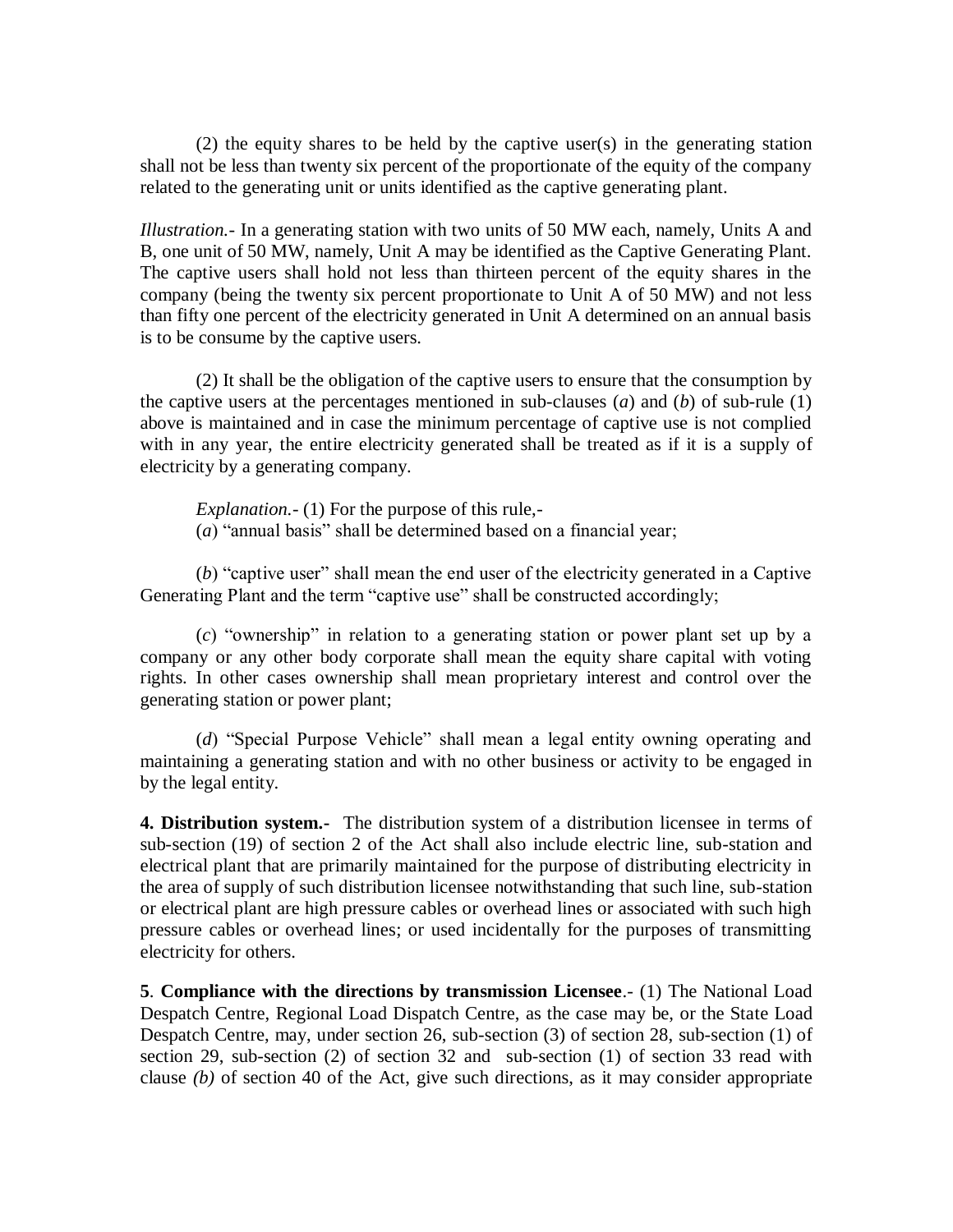(2) the equity shares to be held by the captive user(s) in the generating station shall not be less than twenty six percent of the proportionate of the equity of the company related to the generating unit or units identified as the captive generating plant.

*Illustration.*- In a generating station with two units of 50 MW each, namely, Units A and B, one unit of 50 MW, namely, Unit A may be identified as the Captive Generating Plant. The captive users shall hold not less than thirteen percent of the equity shares in the company (being the twenty six percent proportionate to Unit A of 50 MW) and not less than fifty one percent of the electricity generated in Unit A determined on an annual basis is to be consume by the captive users.

(2) It shall be the obligation of the captive users to ensure that the consumption by the captive users at the percentages mentioned in sub-clauses (*a*) and (*b*) of sub-rule (1) above is maintained and in case the minimum percentage of captive use is not complied with in any year, the entire electricity generated shall be treated as if it is a supply of electricity by a generating company.

*Explanation.*- (1) For the purpose of this rule,-

(*a*) "annual basis" shall be determined based on a financial year;

(*b*) "captive user" shall mean the end user of the electricity generated in a Captive Generating Plant and the term "captive use" shall be constructed accordingly;

(*c*) "ownership" in relation to a generating station or power plant set up by a company or any other body corporate shall mean the equity share capital with voting rights. In other cases ownership shall mean proprietary interest and control over the generating station or power plant;

(*d*) "Special Purpose Vehicle" shall mean a legal entity owning operating and maintaining a generating station and with no other business or activity to be engaged in by the legal entity.

**4. Distribution system.-** The distribution system of a distribution licensee in terms of sub-section (19) of section 2 of the Act shall also include electric line, sub-station and electrical plant that are primarily maintained for the purpose of distributing electricity in the area of supply of such distribution licensee notwithstanding that such line, sub-station or electrical plant are high pressure cables or overhead lines or associated with such high pressure cables or overhead lines; or used incidentally for the purposes of transmitting electricity for others.

**5**. **Compliance with the directions by transmission Licensee**.- (1) The National Load Despatch Centre, Regional Load Dispatch Centre, as the case may be, or the State Load Despatch Centre, may, under section 26, sub-section (3) of section 28, sub-section (1) of section 29, sub-section (2) of section 32 and sub-section (1) of section 33 read with clause *(b)* of section 40 of the Act, give such directions, as it may consider appropriate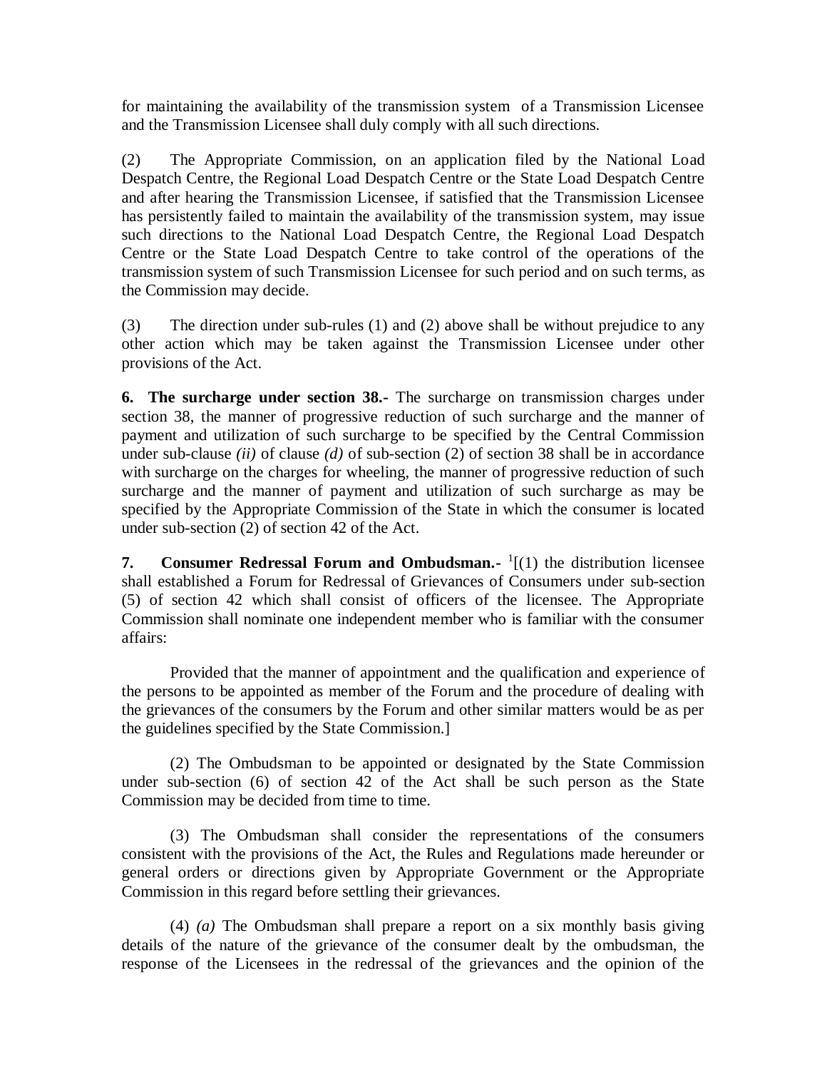for maintaining the availability of the transmission system of a Transmission Licensee and the Transmission Licensee shall duly comply with all such directions.

(2) The Appropriate Commission, on an application filed by the National Load Despatch Centre, the Regional Load Despatch Centre or the State Load Despatch Centre and after hearing the Transmission Licensee, if satisfied that the Transmission Licensee has persistently failed to maintain the availability of the transmission system, may issue such directions to the National Load Despatch Centre, the Regional Load Despatch Centre or the State Load Despatch Centre to take control of the operations of the transmission system of such Transmission Licensee for such period and on such terms, as the Commission may decide.

(3) The direction under sub-rules (1) and (2) above shall be without prejudice to any other action which may be taken against the Transmission Licensee under other provisions of the Act.

**6. The surcharge under section 38.-** The surcharge on transmission charges under section 38, the manner of progressive reduction of such surcharge and the manner of payment and utilization of such surcharge to be specified by the Central Commission under sub-clause *(ii)* of clause *(d)* of sub-section (2) of section 38 shall be in accordance with surcharge on the charges for wheeling, the manner of progressive reduction of such surcharge and the manner of payment and utilization of such surcharge as may be specified by the Appropriate Commission of the State in which the consumer is located under sub-section (2) of section 42 of the Act.

**7. Consumer Redressal Forum and Ombudsman.-** [1][(1) the distribution licensee shall established a Forum for Redressal of Grievances of Consumers under sub-section (5) of section 42 which shall consist of officers of the licensee. The Appropriate Commission shall nominate one independent member who is familiar with the consumer affairs:

Provided that the manner of appointment and the qualification and experience of the persons to be appointed as member of the Forum and the procedure of dealing with the grievances of the consumers by the Forum and other similar matters would be as per the guidelines specified by the State Commission.]

(2) The Ombudsman to be appointed or designated by the State Commission under sub-section (6) of section 42 of the Act shall be such person as the State Commission may be decided from time to time.

(3) The Ombudsman shall consider the representations of the consumers consistent with the provisions of the Act, the Rules and Regulations made hereunder or general orders or directions given by Appropriate Government or the Appropriate Commission in this regard before settling their grievances.

(4) *(a)* The Ombudsman shall prepare a report on a six monthly basis giving details of the nature of the grievance of the consumer dealt by the ombudsman, the response of the Licensees in the redressal of the grievances and the opinion of the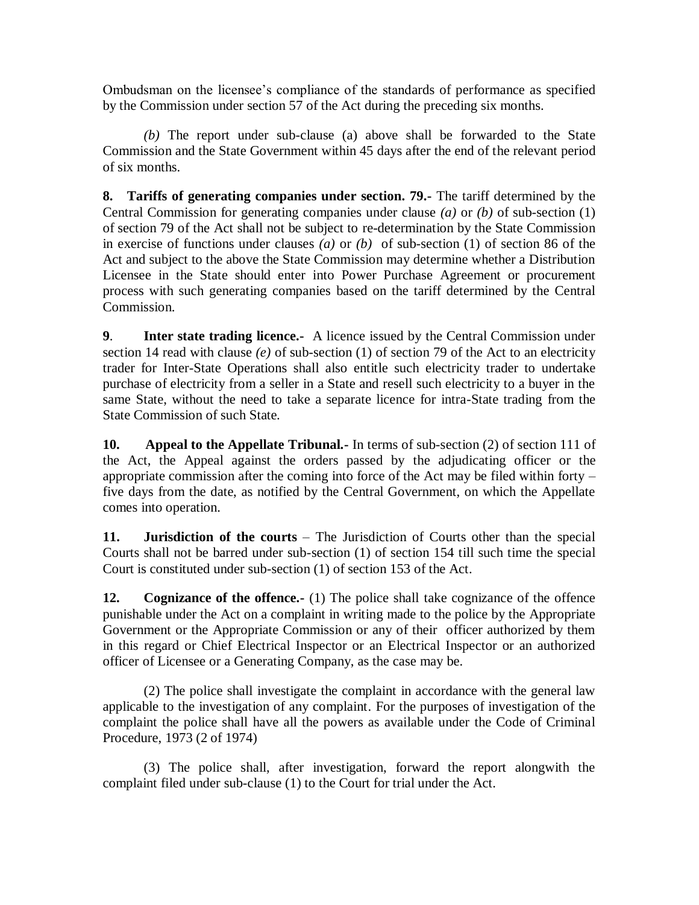Ombudsman on the licensee's compliance of the standards of performance as specified by the Commission under section 57 of the Act during the preceding six months.

*(b)* The report under sub-clause (a) above shall be forwarded to the State Commission and the State Government within 45 days after the end of the relevant period of six months.

**8. Tariffs of generating companies under section. 79.-** The tariff determined by the Central Commission for generating companies under clause *(a)* or *(b)* of sub-section (1) of section 79 of the Act shall not be subject to re-determination by the State Commission in exercise of functions under clauses *(a)* or *(b)* of sub-section (1) of section 86 of the Act and subject to the above the State Commission may determine whether a Distribution Licensee in the State should enter into Power Purchase Agreement or procurement process with such generating companies based on the tariff determined by the Central Commission.

**9**. **Inter state trading licence.-** A licence issued by the Central Commission under section 14 read with clause *(e)* of sub-section (1) of section 79 of the Act to an electricity trader for Inter-State Operations shall also entitle such electricity trader to undertake purchase of electricity from a seller in a State and resell such electricity to a buyer in the same State, without the need to take a separate licence for intra-State trading from the State Commission of such State.

**10. Appeal to the Appellate Tribunal.-** In terms of sub-section (2) of section 111 of the Act, the Appeal against the orders passed by the adjudicating officer or the appropriate commission after the coming into force of the Act may be filed within forty – five days from the date, as notified by the Central Government, on which the Appellate comes into operation.

**11. Jurisdiction of the courts** – The Jurisdiction of Courts other than the special Courts shall not be barred under sub-section (1) of section 154 till such time the special Court is constituted under sub-section (1) of section 153 of the Act.

**12. Cognizance of the offence.-** (1) The police shall take cognizance of the offence punishable under the Act on a complaint in writing made to the police by the Appropriate Government or the Appropriate Commission or any of their officer authorized by them in this regard or Chief Electrical Inspector or an Electrical Inspector or an authorized officer of Licensee or a Generating Company, as the case may be.

(2) The police shall investigate the complaint in accordance with the general law applicable to the investigation of any complaint. For the purposes of investigation of the complaint the police shall have all the powers as available under the Code of Criminal Procedure, 1973 (2 of 1974)

(3) The police shall, after investigation, forward the report alongwith the complaint filed under sub-clause (1) to the Court for trial under the Act.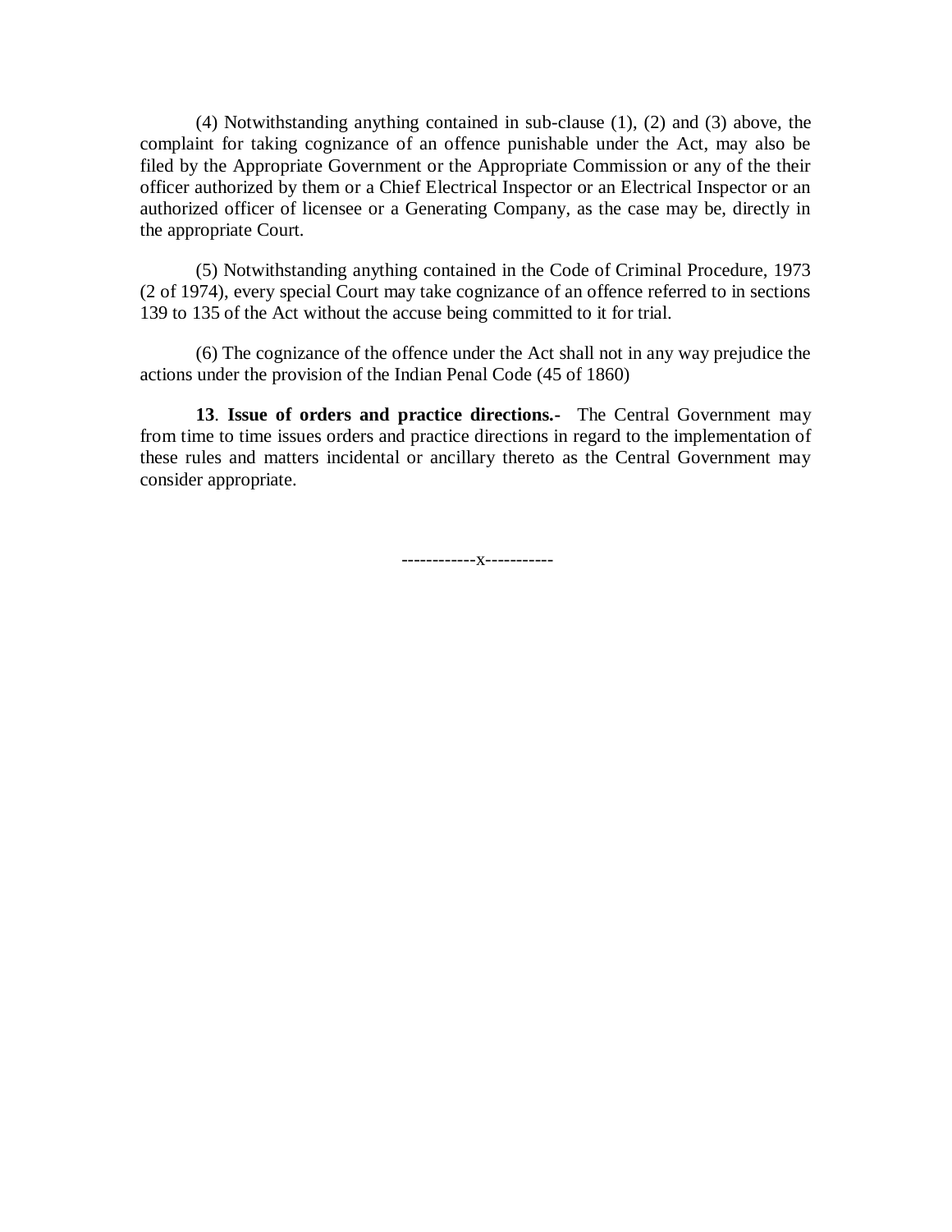(4) Notwithstanding anything contained in sub-clause (1), (2) and (3) above, the complaint for taking cognizance of an offence punishable under the Act, may also be filed by the Appropriate Government or the Appropriate Commission or any of the their officer authorized by them or a Chief Electrical Inspector or an Electrical Inspector or an authorized officer of licensee or a Generating Company, as the case may be, directly in the appropriate Court.

(5) Notwithstanding anything contained in the Code of Criminal Procedure, 1973 (2 of 1974), every special Court may take cognizance of an offence referred to in sections 139 to 135 of the Act without the accuse being committed to it for trial.

(6) The cognizance of the offence under the Act shall not in any way prejudice the actions under the provision of the Indian Penal Code (45 of 1860)

**13**. **Issue of orders and practice directions.-** The Central Government may from time to time issues orders and practice directions in regard to the implementation of these rules and matters incidental or ancillary thereto as the Central Government may consider appropriate.

------------x-----------